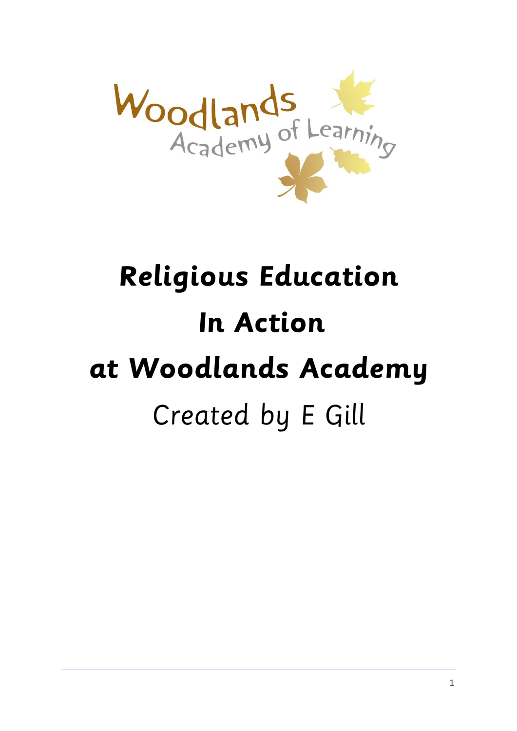Woodlands Academy of Learning

# Religious Education In Action at Woodlands Academy

Created by E Gill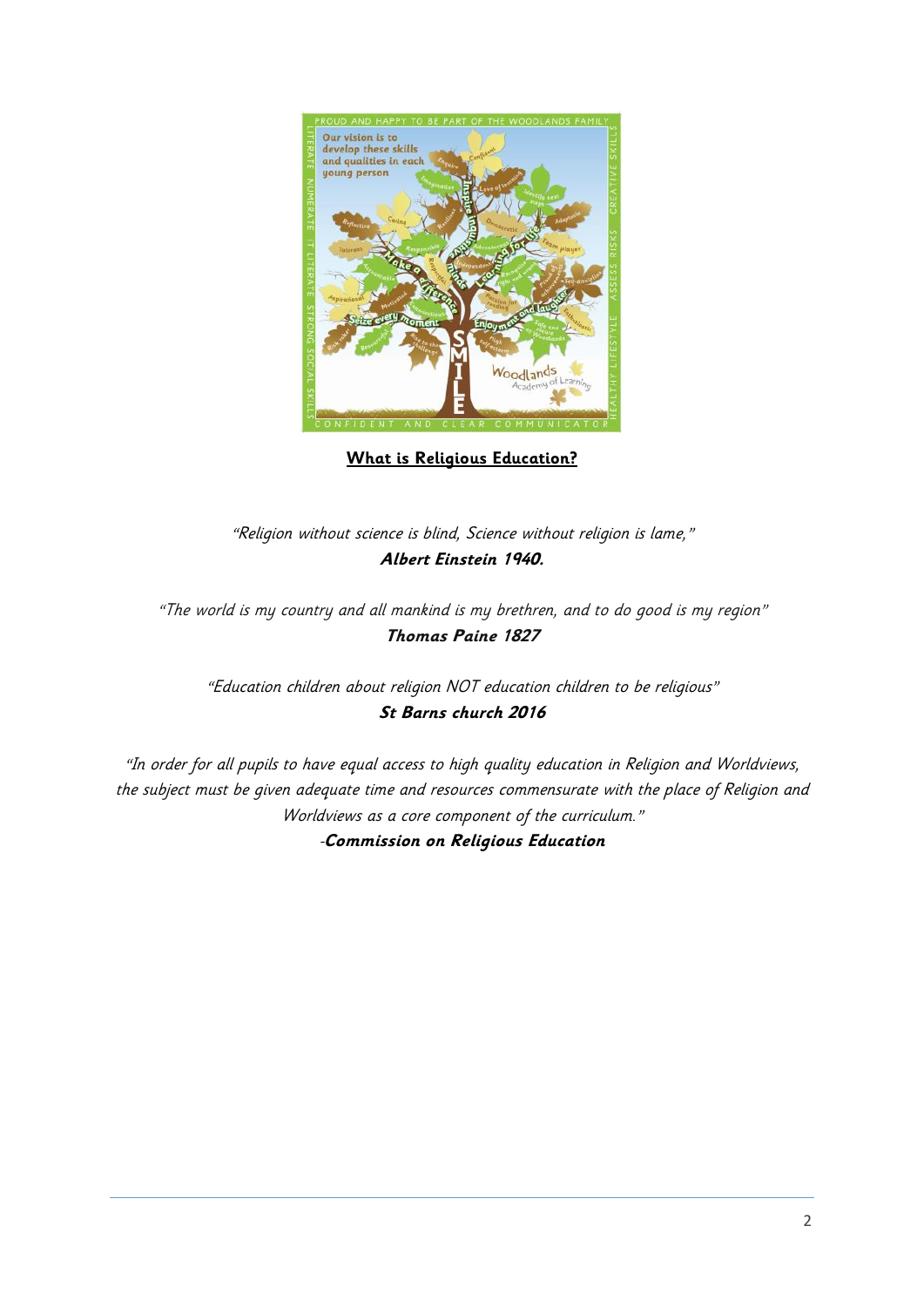**<u>What is Religious Education?</u>**

*"Religion without science is blind, Science without religion is lame,"*
***Albert Einstein 1940.***

*"The world is my country and all mankind is my brethren, and to do good is my region"*
***Thomas Paine 1827***

*"Education children about religion NOT education children to be religious"*
***St Barns church 2016***

*"In order for all pupils to have equal access to high quality education in Religion and Worldviews, the subject must be given adequate time and resources commensurate with the place of Religion and Worldviews as a core component of the curriculum."*
*-**Commission on Religious Education***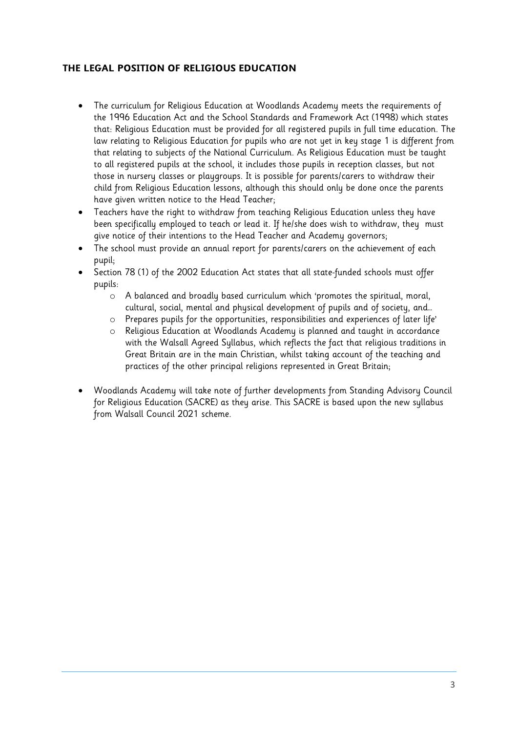## THE LEGAL POSITION OF RELIGIOUS EDUCATION

- The curriculum for Religious Education at Woodlands Academy meets the requirements of the 1996 Education Act and the School Standards and Framework Act (1998) which states that: Religious Education must be provided for all registered pupils in full time education. The law relating to Religious Education for pupils who are not yet in key stage 1 is different from that relating to subjects of the National Curriculum. As Religious Education must be taught to all registered pupils at the school, it includes those pupils in reception classes, but not those in nursery classes or playgroups. It is possible for parents/carers to withdraw their child from Religious Education lessons, although this should only be done once the parents have given written notice to the Head Teacher;
- Teachers have the right to withdraw from teaching Religious Education unless they have been specifically employed to teach or lead it. If he/she does wish to withdraw, they must give notice of their intentions to the Head Teacher and Academy governors;
- The school must provide an annual report for parents/carers on the achievement of each pupil;
- Section 78 (1) of the 2002 Education Act states that all state-funded schools must offer pupils:
    - A balanced and broadly based curriculum which 'promotes the spiritual, moral, cultural, social, mental and physical development of pupils and of society, and…
    - Prepares pupils for the opportunities, responsibilities and experiences of later life'
    - Religious Education at Woodlands Academy is planned and taught in accordance with the Walsall Agreed Syllabus, which reflects the fact that religious traditions in Great Britain are in the main Christian, whilst taking account of the teaching and practices of the other principal religions represented in Great Britain;
- Woodlands Academy will take note of further developments from Standing Advisory Council for Religious Education (SACRE) as they arise. This SACRE is based upon the new syllabus from Walsall Council 2021 scheme.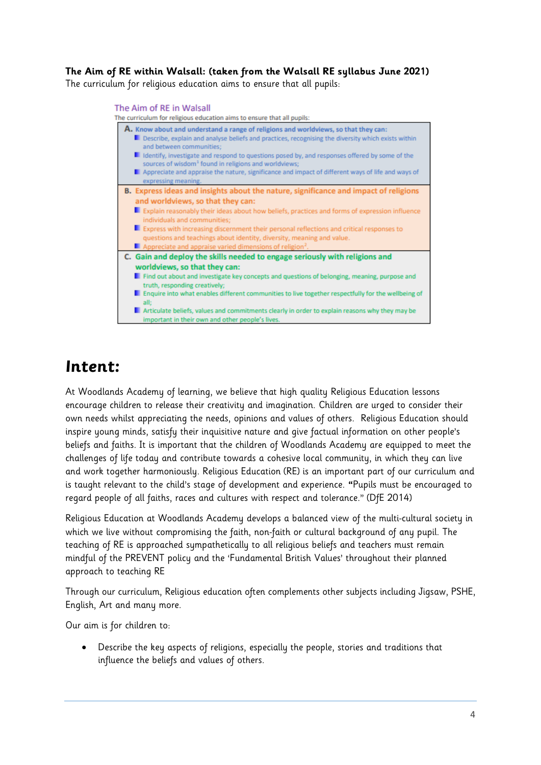**The Aim of RE within Walsall: (taken from the Walsall RE syllabus June 2021)**
The curriculum for religious education aims to ensure that all pupils:

### The Aim of RE in Walsall

The curriculum for religious education aims to ensure that all pupils:

**A. Know about and understand a range of religions and worldviews, so that they can:**

- Describe, explain and analyse beliefs and practices, recognising the diversity which exists within and between communities;
- Identify, investigate and respond to questions posed by, and responses offered by some of the sources of wisdom[1] found in religions and worldviews;
- Appreciate and appraise the nature, significance and impact of different ways of life and ways of expressing meaning.

**B. Express ideas and insights about the nature, significance and impact of religions and worldviews, so that they can:**

- Explain reasonably their ideas about how beliefs, practices and forms of expression influence individuals and communities;
- Express with increasing discernment their personal reflections and critical responses to questions and teachings about identity, diversity, meaning and value.
- Appreciate and appraise varied dimensions of religion[2].

**C. Gain and deploy the skills needed to engage seriously with religions and worldviews, so that they can:**

- Find out about and investigate key concepts and questions of belonging, meaning, purpose and truth, responding creatively;
- Enquire into what enables different communities to live together respectfully for the wellbeing of all;
- Articulate beliefs, values and commitments clearly in order to explain reasons why they may be important in their own and other people's lives.

# *Intent:*

At Woodlands Academy of learning, we believe that high quality Religious Education lessons encourage children to release their creativity and imagination. Children are urged to consider their own needs whilst appreciating the needs, opinions and values of others. Religious Education should inspire young minds, satisfy their inquisitive nature and give factual information on other people's beliefs and faiths. It is important that the children of Woodlands Academy are equipped to meet the challenges of life today and contribute towards a cohesive local community, in which they can live and work together harmoniously. Religious Education (RE) is an important part of our curriculum and is taught relevant to the child's stage of development and experience. **"**Pupils must be encouraged to regard people of all faiths, races and cultures with respect and tolerance." (DfE 2014)

Religious Education at Woodlands Academy develops a balanced view of the multi-cultural society in which we live without compromising the faith, non-faith or cultural background of any pupil. The teaching of RE is approached sympathetically to all religious beliefs and teachers must remain mindful of the PREVENT policy and the 'Fundamental British Values' throughout their planned approach to teaching RE

Through our curriculum, Religious education often complements other subjects including Jigsaw, PSHE, English, Art and many more.

Our aim is for children to:

- Describe the key aspects of religions, especially the people, stories and traditions that influence the beliefs and values of others.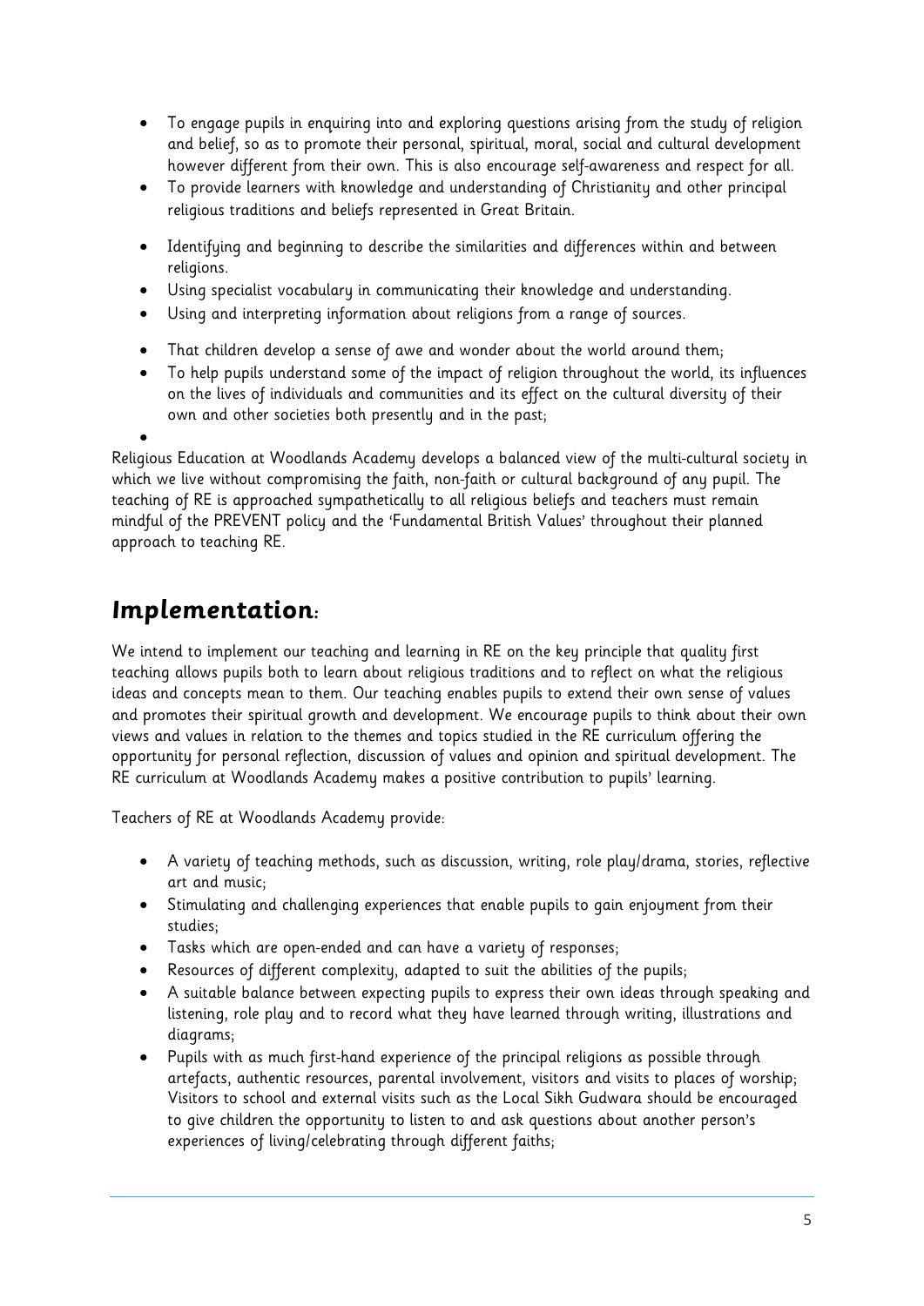- To engage pupils in enquiring into and exploring questions arising from the study of religion and belief, so as to promote their personal, spiritual, moral, social and cultural development however different from their own. This is also encourage self-awareness and respect for all.
- To provide learners with knowledge and understanding of Christianity and other principal religious traditions and beliefs represented in Great Britain.
- Identifying and beginning to describe the similarities and differences within and between religions.
- Using specialist vocabulary in communicating their knowledge and understanding.
- Using and interpreting information about religions from a range of sources.
- That children develop a sense of awe and wonder about the world around them;
- To help pupils understand some of the impact of religion throughout the world, its influences on the lives of individuals and communities and its effect on the cultural diversity of their own and other societies both presently and in the past;

Religious Education at Woodlands Academy develops a balanced view of the multi-cultural society in which we live without compromising the faith, non-faith or cultural background of any pupil. The teaching of RE is approached sympathetically to all religious beliefs and teachers must remain mindful of the PREVENT policy and the 'Fundamental British Values' throughout their planned approach to teaching RE.

## *Implementation*:

We intend to implement our teaching and learning in RE on the key principle that quality first teaching allows pupils both to learn about religious traditions and to reflect on what the religious ideas and concepts mean to them. Our teaching enables pupils to extend their own sense of values and promotes their spiritual growth and development. We encourage pupils to think about their own views and values in relation to the themes and topics studied in the RE curriculum offering the opportunity for personal reflection, discussion of values and opinion and spiritual development. The RE curriculum at Woodlands Academy makes a positive contribution to pupils' learning.

Teachers of RE at Woodlands Academy provide:

- A variety of teaching methods, such as discussion, writing, role play/drama, stories, reflective art and music;
- Stimulating and challenging experiences that enable pupils to gain enjoyment from their studies;
- Tasks which are open-ended and can have a variety of responses;
- Resources of different complexity, adapted to suit the abilities of the pupils;
- A suitable balance between expecting pupils to express their own ideas through speaking and listening, role play and to record what they have learned through writing, illustrations and diagrams;
- Pupils with as much first-hand experience of the principal religions as possible through artefacts, authentic resources, parental involvement, visitors and visits to places of worship; Visitors to school and external visits such as the Local Sikh Gudwara should be encouraged to give children the opportunity to listen to and ask questions about another person's experiences of living/celebrating through different faiths;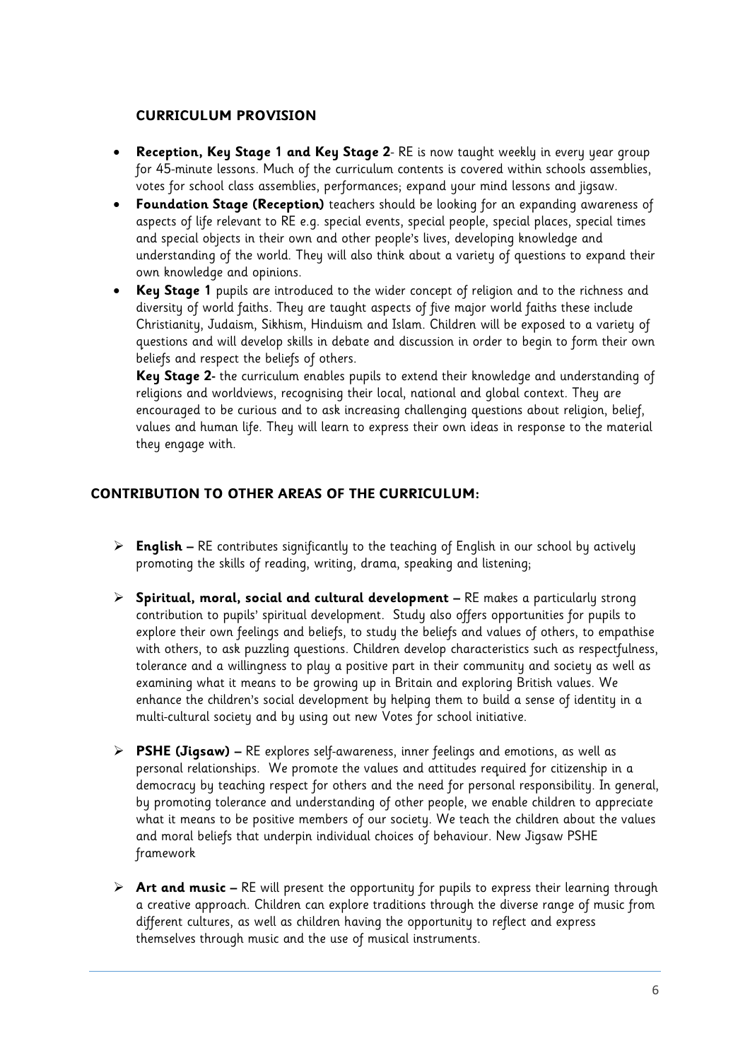## CURRICULUM PROVISION

- **Reception, Key Stage 1 and Key Stage 2**- RE is now taught weekly in every year group for 45-minute lessons. Much of the curriculum contents is covered within schools assemblies, votes for school class assemblies, performances; expand your mind lessons and jigsaw.
- **Foundation Stage (Reception)** teachers should be looking for an expanding awareness of aspects of life relevant to RE e.g. special events, special people, special places, special times and special objects in their own and other people's lives, developing knowledge and understanding of the world. They will also think about a variety of questions to expand their own knowledge and opinions.
- **Key Stage 1** pupils are introduced to the wider concept of religion and to the richness and diversity of world faiths. They are taught aspects of five major world faiths these include Christianity, Judaism, Sikhism, Hinduism and Islam. Children will be exposed to a variety of questions and will develop skills in debate and discussion in order to begin to form their own beliefs and respect the beliefs of others.

  **Key Stage 2**- the curriculum enables pupils to extend their knowledge and understanding of religions and worldviews, recognising their local, national and global context. They are encouraged to be curious and to ask increasing challenging questions about religion, belief, values and human life. They will learn to express their own ideas in response to the material they engage with.

## CONTRIBUTION TO OTHER AREAS OF THE CURRICULUM:

- **English –** RE contributes significantly to the teaching of English in our school by actively promoting the skills of reading, writing, drama, speaking and listening;
- **Spiritual, moral, social and cultural development –** RE makes a particularly strong contribution to pupils' spiritual development. Study also offers opportunities for pupils to explore their own feelings and beliefs, to study the beliefs and values of others, to empathise with others, to ask puzzling questions. Children develop characteristics such as respectfulness, tolerance and a willingness to play a positive part in their community and society as well as examining what it means to be growing up in Britain and exploring British values. We enhance the children's social development by helping them to build a sense of identity in a multi-cultural society and by using out new Votes for school initiative.
- **PSHE (Jigsaw) –** RE explores self-awareness, inner feelings and emotions, as well as personal relationships. We promote the values and attitudes required for citizenship in a democracy by teaching respect for others and the need for personal responsibility. In general, by promoting tolerance and understanding of other people, we enable children to appreciate what it means to be positive members of our society. We teach the children about the values and moral beliefs that underpin individual choices of behaviour. New Jigsaw PSHE framework
- **Art and music –** RE will present the opportunity for pupils to express their learning through a creative approach. Children can explore traditions through the diverse range of music from different cultures, as well as children having the opportunity to reflect and express themselves through music and the use of musical instruments.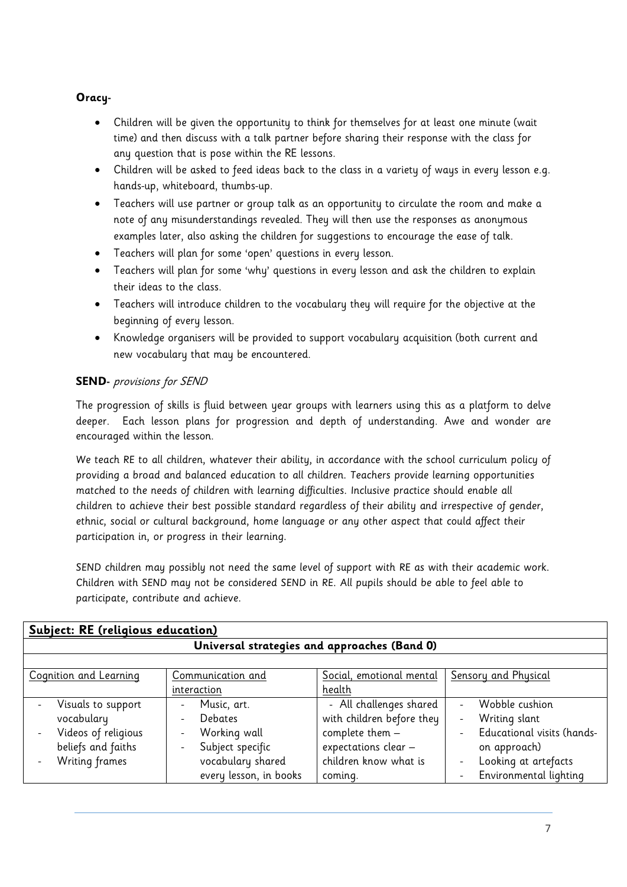**Oracy-**

- Children will be given the opportunity to think for themselves for at least one minute (wait time) and then discuss with a talk partner before sharing their response with the class for any question that is pose within the RE lessons.
- Children will be asked to feed ideas back to the class in a variety of ways in every lesson e.g. hands-up, whiteboard, thumbs-up.
- Teachers will use partner or group talk as an opportunity to circulate the room and make a note of any misunderstandings revealed. They will then use the responses as anonymous examples later, also asking the children for suggestions to encourage the ease of talk.
- Teachers will plan for some 'open' questions in every lesson.
- Teachers will plan for some 'why' questions in every lesson and ask the children to explain their ideas to the class.
- Teachers will introduce children to the vocabulary they will require for the objective at the beginning of every lesson.
- Knowledge organisers will be provided to support vocabulary acquisition (both current and new vocabulary that may be encountered.

**SEND-** *provisions for SEND*

The progression of skills is fluid between year groups with learners using this as a platform to delve deeper. Each lesson plans for progression and depth of understanding. Awe and wonder are encouraged within the lesson.

*We teach RE to all children, whatever their ability, in accordance with the school curriculum policy of providing a broad and balanced education to all children. Teachers provide learning opportunities matched to the needs of children with learning difficulties. Inclusive practice should enable all children to achieve their best possible standard regardless of their ability and irrespective of gender, ethnic, social or cultural background, home language or any other aspect that could affect their participation in, or progress in their learning.*

*SEND children may possibly not need the same level of support with RE as with their academic work. Children with SEND may not be considered SEND in RE. All pupils should be able to feel able to participate, contribute and achieve.*

| **Subject: RE (religious education)** | | | |
|---|---|---|---|
| **Universal strategies and approaches (Band 0)** | | | |
| | | | |
| Cognition and Learning | Communication and interaction | Social, emotional mental health | Sensory and Physical |
| - Visuals to support vocabulary<br>- Videos of religious beliefs and faiths<br>- Writing frames | - Music, art.<br>- Debates<br>- Working wall<br>- Subject specific vocabulary shared every lesson, in books | - All challenges shared with children before they complete them – expectations clear – children know what is coming. | - Wobble cushion<br>- Writing slant<br>- Educational visits (hands-on approach)<br>- Looking at artefacts<br>- Environmental lighting |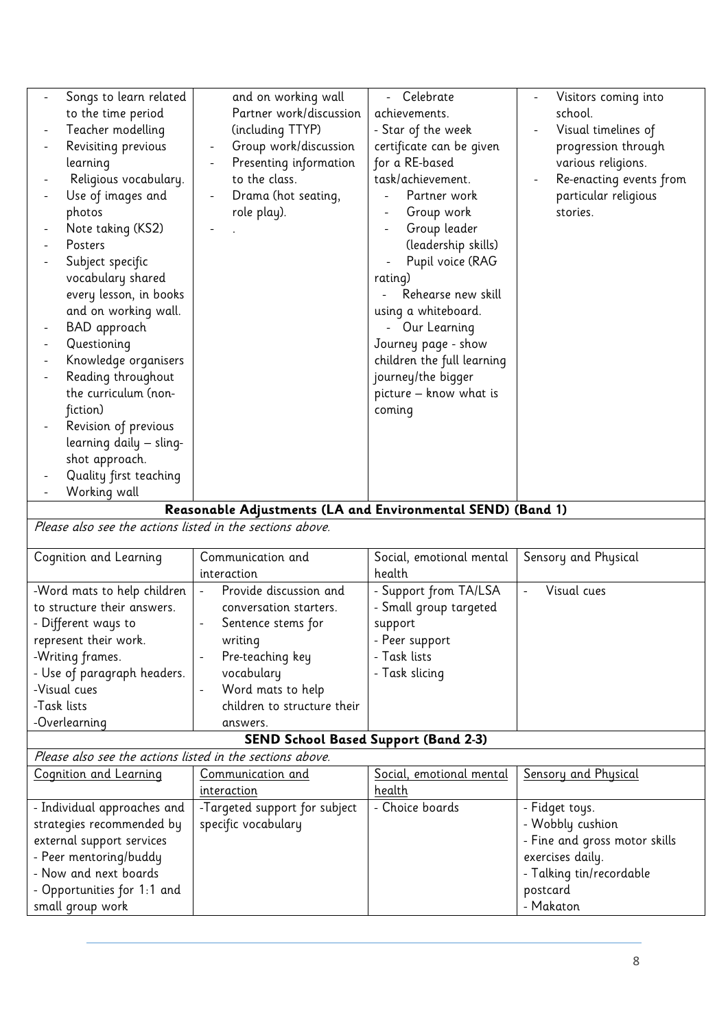| | | | |
|---|---|---|---|
| - Songs to learn related to the time period<br>- Teacher modelling<br>- Revisiting previous learning<br>- Religious vocabulary.<br>- Use of images and photos<br>- Note taking (KS2)<br>- Posters<br>- Subject specific vocabulary shared every lesson, in books and on working wall.<br>- BAD approach<br>- Questioning<br>- Knowledge organisers<br>- Reading throughout the curriculum (non-fiction)<br>- Revision of previous learning daily – sling-shot approach.<br>- Quality first teaching<br>- Working wall | and on working wall<br>Partner work/discussion (including TTYP)<br>- Group work/discussion<br>- Presenting information to the class.<br>- Drama (hot seating, role play).<br>- . | - Celebrate achievements.<br>- Star of the week certificate can be given for a RE-based task/achievement.<br>- Partner work<br>- Group work<br>- Group leader (leadership skills)<br>- Pupil voice (RAG rating)<br>- Rehearse new skill using a whiteboard.<br>- Our Learning Journey page - show children the full learning journey/the bigger picture – know what is coming | - Visitors coming into school.<br>- Visual timelines of progression through various religions.<br>- Re-enacting events from particular religious stories. |

**Reasonable Adjustments (LA and Environmental SEND) (Band 1)**

*Please also see the actions listed in the sections above.*

| Cognition and Learning | Communication and interaction | Social, emotional mental health | Sensory and Physical |
|---|---|---|---|
| -Word mats to help children to structure their answers.<br>- Different ways to represent their work.<br>-Writing frames.<br>- Use of paragraph headers.<br>-Visual cues<br>-Task lists<br>-Overlearning | - Provide discussion and conversation starters.<br>- Sentence stems for writing<br>- Pre-teaching key vocabulary<br>- Word mats to help children to structure their answers. | - Support from TA/LSA<br>- Small group targeted support<br>- Peer support<br>- Task lists<br>- Task slicing | - Visual cues |

**SEND School Based Support (Band 2-3)**

*Please also see the actions listed in the sections above.*

| Cognition and Learning | Communication and interaction | Social, emotional mental health | Sensory and Physical |
|---|---|---|---|
| - Individual approaches and strategies recommended by external support services<br>- Peer mentoring/buddy<br>- Now and next boards<br>- Opportunities for 1:1 and small group work | -Targeted support for subject specific vocabulary | - Choice boards | - Fidget toys.<br>- Wobbly cushion<br>- Fine and gross motor skills exercises daily.<br>- Talking tin/recordable postcard<br>- Makaton |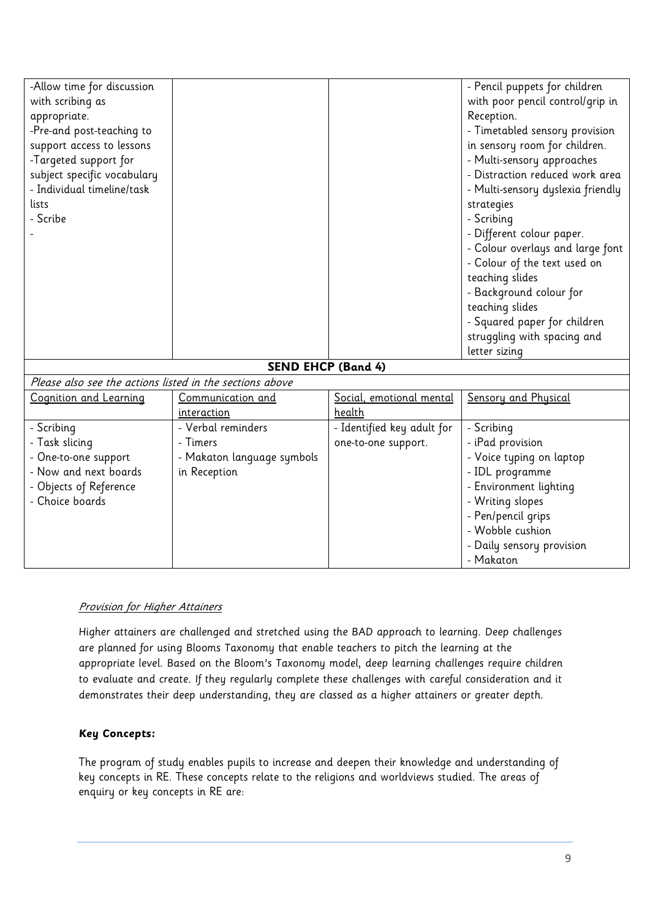| | | | |
|---|---|---|---|
| -Allow time for discussion with scribing as appropriate.<br>-Pre-and post-teaching to support access to lessons<br>-Targeted support for subject specific vocabulary<br>- Individual timeline/task lists<br>- Scribe<br>- | | | - Pencil puppets for children with poor pencil control/grip in Reception.<br>- Timetabled sensory provision in sensory room for children.<br>- Multi-sensory approaches<br>- Distraction reduced work area<br>- Multi-sensory dyslexia friendly strategies<br>- Scribing<br>- Different colour paper.<br>- Colour overlays and large font<br>- Colour of the text used on teaching slides<br>- Background colour for teaching slides<br>- Squared paper for children struggling with spacing and letter sizing |
| **SEND EHCP (Band 4)** | | | |
| *Please also see the actions listed in the sections above* | | | |
| Cognition and Learning | Communication and interaction | Social, emotional mental health | Sensory and Physical |
| - Scribing<br>- Task slicing<br>- One-to-one support<br>- Now and next boards<br>- Objects of Reference<br>- Choice boards | - Verbal reminders<br>- Timers<br>- Makaton language symbols in Reception | - Identified key adult for one-to-one support. | - Scribing<br>- iPad provision<br>- Voice typing on laptop<br>- IDL programme<br>- Environment lighting<br>- Writing slopes<br>- Pen/pencil grips<br>- Wobble cushion<br>- Daily sensory provision<br>- Makaton |

*Provision for Higher Attainers*

Higher attainers are challenged and stretched using the BAD approach to learning. Deep challenges are planned for using Blooms Taxonomy that enable teachers to pitch the learning at the appropriate level. Based on the Bloom's Taxonomy model, deep learning challenges require children to evaluate and create. If they regularly complete these challenges with careful consideration and it demonstrates their deep understanding, they are classed as a higher attainers or greater depth.

**Key Concepts:**

The program of study enables pupils to increase and deepen their knowledge and understanding of key concepts in RE. These concepts relate to the religions and worldviews studied. The areas of enquiry or key concepts in RE are: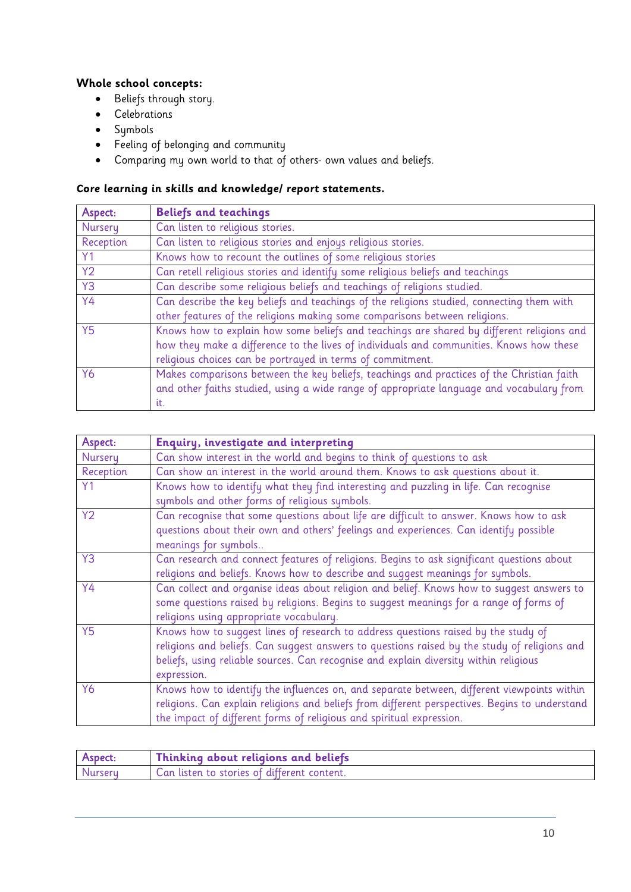**Whole school concepts:**

- Beliefs through story.
- Celebrations
- Symbols
- Feeling of belonging and community
- Comparing my own world to that of others- own values and beliefs.

**Core learning in skills and knowledge/ report statements.**

| Aspect: | **Beliefs and teachings** |
|---|---|
| Nursery | Can listen to religious stories. |
| Reception | Can listen to religious stories and enjoys religious stories. |
| Y1 | Knows how to recount the outlines of some religious stories |
| Y2 | Can retell religious stories and identify some religious beliefs and teachings |
| Y3 | Can describe some religious beliefs and teachings of religions studied. |
| Y4 | Can describe the key beliefs and teachings of the religions studied, connecting them with other features of the religions making some comparisons between religions. |
| Y5 | Knows how to explain how some beliefs and teachings are shared by different religions and how they make a difference to the lives of individuals and communities. Knows how these religious choices can be portrayed in terms of commitment. |
| Y6 | Makes comparisons between the key beliefs, teachings and practices of the Christian faith and other faiths studied, using a wide range of appropriate language and vocabulary from it. |

| Aspect: | **Enquiry, investigate and interpreting** |
|---|---|
| Nursery | Can show interest in the world and begins to think of questions to ask |
| Reception | Can show an interest in the world around them. Knows to ask questions about it. |
| Y1 | Knows how to identify what they find interesting and puzzling in life. Can recognise symbols and other forms of religious symbols. |
| Y2 | Can recognise that some questions about life are difficult to answer. Knows how to ask questions about their own and others' feelings and experiences. Can identify possible meanings for symbols.. |
| Y3 | Can research and connect features of religions. Begins to ask significant questions about religions and beliefs. Knows how to describe and suggest meanings for symbols. |
| Y4 | Can collect and organise ideas about religion and belief. Knows how to suggest answers to some questions raised by religions. Begins to suggest meanings for a range of forms of religions using appropriate vocabulary. |
| Y5 | Knows how to suggest lines of research to address questions raised by the study of religions and beliefs. Can suggest answers to questions raised by the study of religions and beliefs, using reliable sources. Can recognise and explain diversity within religious expression. |
| Y6 | Knows how to identify the influences on, and separate between, different viewpoints within religions. Can explain religions and beliefs from different perspectives. Begins to understand the impact of different forms of religious and spiritual expression. |

| Aspect: | **Thinking about religions and beliefs** |
|---|---|
| Nursery | Can listen to stories of different content. |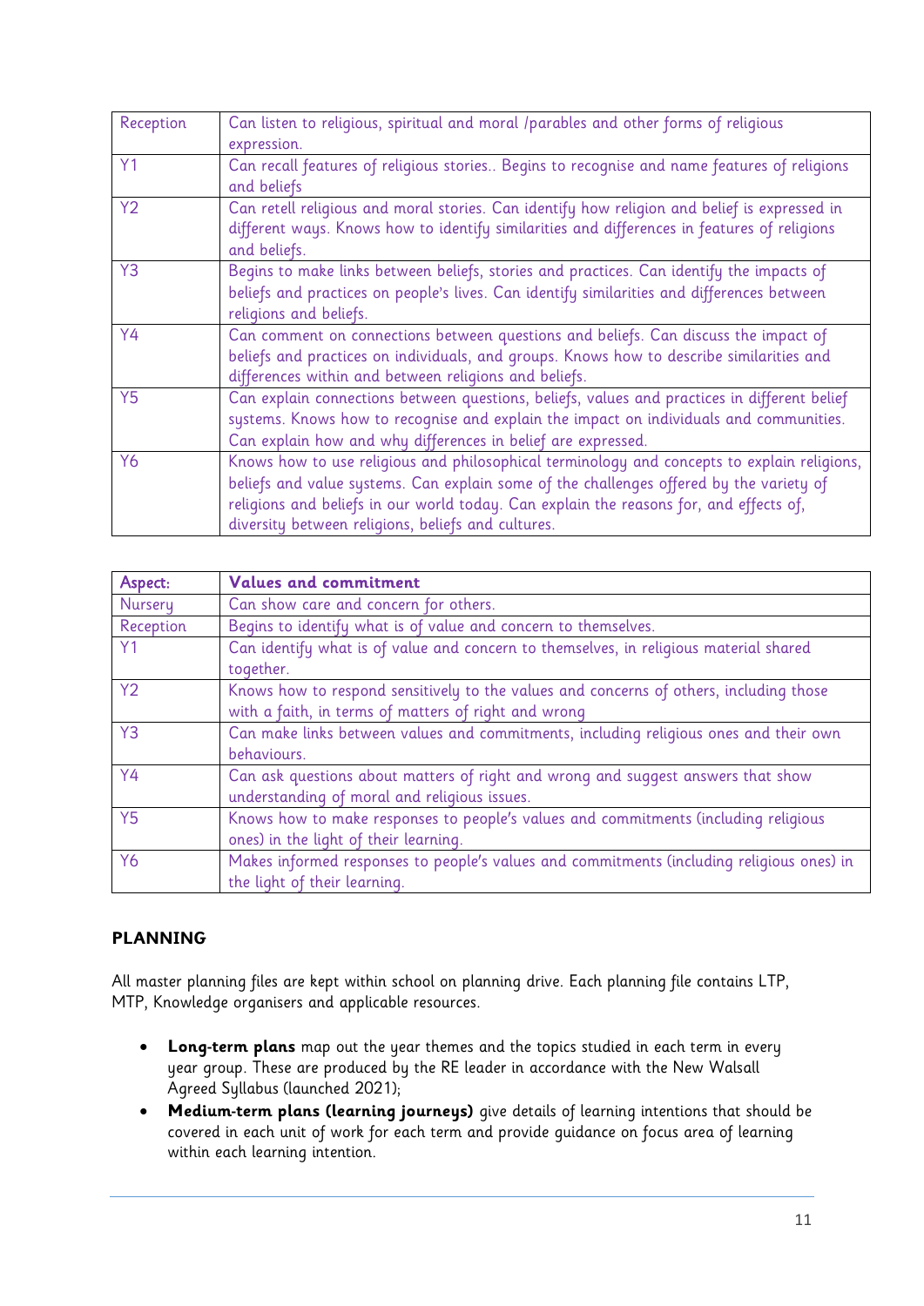| | |
|---|---|
| Reception | Can listen to religious, spiritual and moral /parables and other forms of religious expression. |
| Y1 | Can recall features of religious stories.. Begins to recognise and name features of religions and beliefs |
| Y2 | Can retell religious and moral stories. Can identify how religion and belief is expressed in different ways. Knows how to identify similarities and differences in features of religions and beliefs. |
| Y3 | Begins to make links between beliefs, stories and practices. Can identify the impacts of beliefs and practices on people's lives. Can identify similarities and differences between religions and beliefs. |
| Y4 | Can comment on connections between questions and beliefs. Can discuss the impact of beliefs and practices on individuals, and groups. Knows how to describe similarities and differences within and between religions and beliefs. |
| Y5 | Can explain connections between questions, beliefs, values and practices in different belief systems. Knows how to recognise and explain the impact on individuals and communities. Can explain how and why differences in belief are expressed. |
| Y6 | Knows how to use religious and philosophical terminology and concepts to explain religions, beliefs and value systems. Can explain some of the challenges offered by the variety of religions and beliefs in our world today. Can explain the reasons for, and effects of, diversity between religions, beliefs and cultures. |

| Aspect: | **Values and commitment** |
|---|---|
| Nursery | Can show care and concern for others. |
| Reception | Begins to identify what is of value and concern to themselves. |
| Y1 | Can identify what is of value and concern to themselves, in religious material shared together. |
| Y2 | Knows how to respond sensitively to the values and concerns of others, including those with a faith, in terms of matters of right and wrong |
| Y3 | Can make links between values and commitments, including religious ones and their own behaviours. |
| Y4 | Can ask questions about matters of right and wrong and suggest answers that show understanding of moral and religious issues. |
| Y5 | Knows how to make responses to people's values and commitments (including religious ones) in the light of their learning. |
| Y6 | Makes informed responses to people's values and commitments (including religious ones) in the light of their learning. |

## PLANNING

All master planning files are kept within school on planning drive. Each planning file contains LTP, MTP, Knowledge organisers and applicable resources.

- **Long-term plans** map out the year themes and the topics studied in each term in every year group. These are produced by the RE leader in accordance with the New Walsall Agreed Syllabus (launched 2021);
- **Medium-term plans (learning journeys)** give details of learning intentions that should be covered in each unit of work for each term and provide guidance on focus area of learning within each learning intention.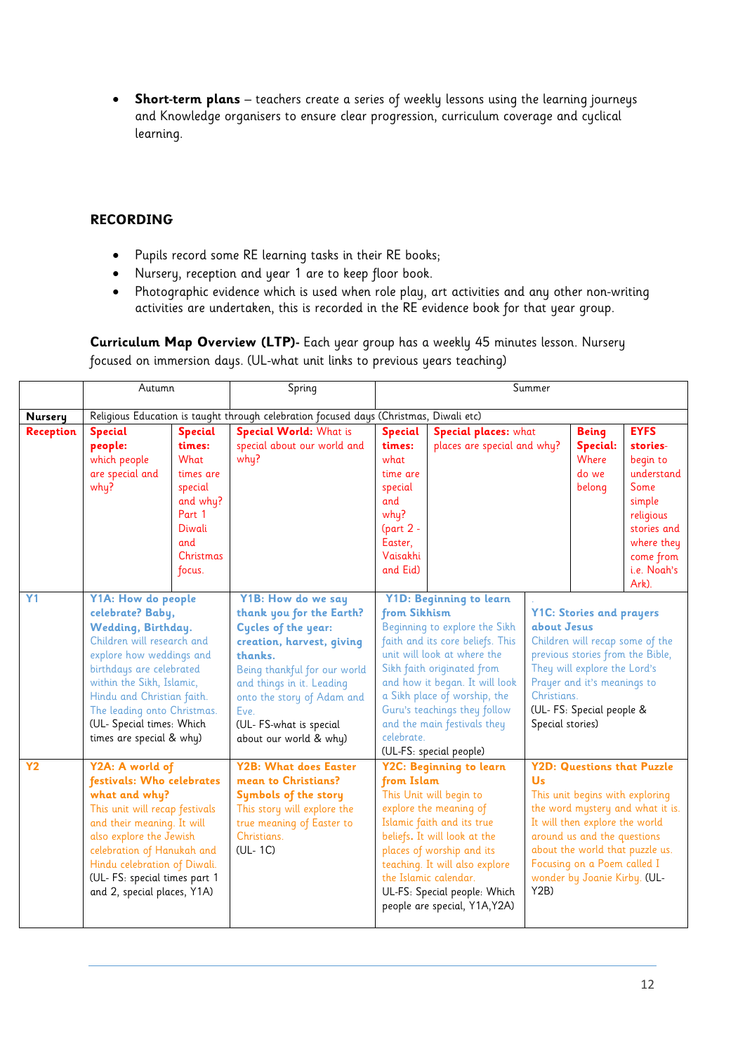- **Short-term plans** – teachers create a series of weekly lessons using the learning journeys and Knowledge organisers to ensure clear progression, curriculum coverage and cyclical learning.

**RECORDING**

- Pupils record some RE learning tasks in their RE books;
- Nursery, reception and year 1 are to keep floor book.
- Photographic evidence which is used when role play, art activities and any other non-writing activities are undertaken, this is recorded in the RE evidence book for that year group.

**Curriculum Map Overview (LTP)-** Each year group has a weekly 45 minutes lesson. Nursery focused on immersion days. (UL-what unit links to previous years teaching)

| | Autumn | | Spring | Summer | | | |
|---|---|---|---|---|---|---|---|
| **Nursery** | Religious Education is taught through celebration focused days (Christmas, Diwali etc) | | | | | | |
| **Reception** | **Special people:** which people are special and why? | **Special times:** What times are special and why? Part 1 Diwali and Christmas focus. | **Special World:** What is special about our world and why? | **Special times:** what time are special and why? (part 2 - Easter, Vaisakhi and Eid) | **Special places:** what places are special and why? | **Being Special:** Where do we belong | **EYFS stories**- begin to understand Some simple religious stories and where they come from i.e. Noah's Ark). |
| **Y1** | **Y1A: How do people celebrate? Baby, Wedding, Birthday.** Children will research and explore how weddings and birthdays are celebrated within the Sikh, Islamic, Hindu and Christian faith. The leading onto Christmas. (UL- Special times: Which times are special & why) | | **Y1B: How do we say thank you for the Earth? Cycles of the year: creation, harvest, giving thanks.** Being thankful for our world and things in it. Leading onto the story of Adam and Eve. (UL- FS-what is special about our world & why) | **Y1D: Beginning to learn from Sikhism** Beginning to explore the Sikh faith and its core beliefs. This unit will look at where the Sikh faith originated from and how it began. It will look a Sikh place of worship, the Guru's teachings they follow and the main festivals they celebrate. (UL-FS: special people) | | **Y1C: Stories and prayers about Jesus** Children will recap some of the previous stories from the Bible, They will explore the Lord's Prayer and it's meanings to Christians. (UL- FS: Special people & Special stories) | |
| **Y2** | **Y2A: A world of festivals: Who celebrates what and why?** This unit will recap festivals and their meaning. It will also explore the Jewish celebration of Hanukah and Hindu celebration of Diwali. (UL- FS: special times part 1 and 2, special places, Y1A) | | **Y2B: What does Easter mean to Christians? Symbols of the story** This story will explore the true meaning of Easter to Christians. (UL- 1C) | **Y2C: Beginning to learn from Islam** This Unit will begin to explore the meaning of Islamic faith and its true beliefs. It will look at the places of worship and its teaching. It will also explore the Islamic calendar. UL-FS: Special people: Which people are special, Y1A,Y2A) | | **Y2D: Questions that Puzzle Us** This unit begins with exploring the word mystery and what it is. It will then explore the world around us and the questions about the world that puzzle us. Focusing on a Poem called I wonder by Joanie Kirby. (UL-Y2B) | |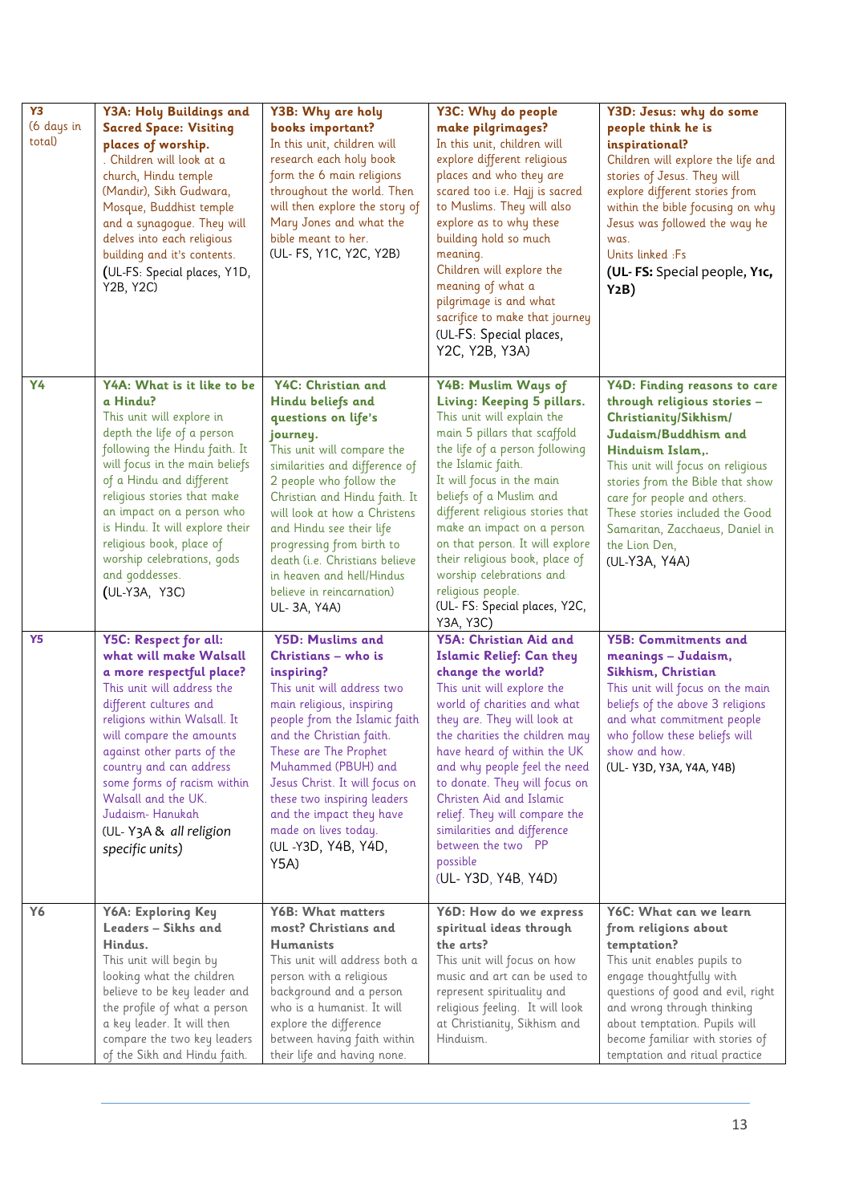| Y3 (6 days in total) | **Y3A: Holy Buildings and Sacred Space: Visiting places of worship.** . Children will look at a church, Hindu temple (Mandir), Sikh Gudwara, Mosque, Buddhist temple and a synagogue. They will delves into each religious building and it's contents. (UL-FS: Special places, Y1D, Y2B, Y2C) | **Y3B: Why are holy books important?** In this unit, children will research each holy book form the 6 main religions throughout the world. Then will then explore the story of Mary Jones and what the bible meant to her. (UL- FS, Y1C, Y2C, Y2B) | **Y3C: Why do people make pilgrimages?** In this unit, children will explore different religious places and who they are scared too i.e. Hajj is sacred to Muslims. They will also explore as to why these building hold so much meaning. Children will explore the meaning of what a pilgrimage is and what sacrifice to make that journey (UL-FS: Special places, Y2C, Y2B, Y3A) | **Y3D: Jesus: why do some people think he is inspirational?** Children will explore the life and stories of Jesus. They will explore different stories from within the bible focusing on why Jesus was followed the way he was. Units linked :Fs **(UL- FS:** Special people, **Y1c, Y2B)** |
|---|---|---|---|---|
| **Y4** | **Y4A: What is it like to be a Hindu?** This unit will explore in depth the life of a person following the Hindu faith. It will focus in the main beliefs of a Hindu and different religious stories that make an impact on a person who is Hindu. It will explore their religious book, place of worship celebrations, gods and goddesses. (UL-Y3A, Y3C) | **Y4C: Christian and Hindu beliefs and questions on life's journey.** This unit will compare the similarities and difference of 2 people who follow the Christian and Hindu faith. It will look at how a Christens and Hindu see their life progressing from birth to death (i.e. Christians believe in heaven and hell/Hindus believe in reincarnation) UL- 3A, Y4A) | **Y4B: Muslim Ways of Living: Keeping 5 pillars.** This unit will explain the main 5 pillars that scaffold the life of a person following the Islamic faith. It will focus in the main beliefs of a Muslim and different religious stories that make an impact on a person on that person. It will explore their religious book, place of worship celebrations and religious people. (UL- FS: Special places, Y2C, Y3A, Y3C) | **Y4D: Finding reasons to care through religious stories – Christianity/Sikhism/ Judaism/Buddhism and Hinduism Islam,.** This unit will focus on religious stories from the Bible that show care for people and others. These stories included the Good Samaritan, Zacchaeus, Daniel in the Lion Den, (UL-Y3A, Y4A) |
| **Y5** | **Y5C: Respect for all: what will make Walsall a more respectful place?** This unit will address the different cultures and religions within Walsall. It will compare the amounts against other parts of the country and can address some forms of racism within Walsall and the UK. Judaism- Hanukah (UL- Y3A & *all religion specific units)* | **Y5D: Muslims and Christians – who is inspiring?** This unit will address two main religious, inspiring people from the Islamic faith and the Christian faith. These are The Prophet Muhammed (PBUH) and Jesus Christ. It will focus on these two inspiring leaders and the impact they have made on lives today. (UL -Y3D, Y4B, Y4D, Y5A) | **Y5A: Christian Aid and Islamic Relief: Can they change the world?** This unit will explore the world of charities and what they are. They will look at the charities the children may have heard of within the UK and why people feel the need to donate. They will focus on Christen Aid and Islamic relief. They will compare the similarities and difference between the two PP possible (UL- Y3D, Y4B, Y4D) | **Y5B: Commitments and meanings – Judaism, Sikhism, Christian** This unit will focus on the main beliefs of the above 3 religions and what commitment people who follow these beliefs will show and how. (UL- Y3D, Y3A, Y4A, Y4B) |
| **Y6** | **Y6A: Exploring Key Leaders – Sikhs and Hindus.** This unit will begin by looking what the children believe to be key leader and the profile of what a person a key leader. It will then compare the two key leaders of the Sikh and Hindu faith. | **Y6B: What matters most? Christians and Humanists** This unit will address both a person with a religious background and a person who is a humanist. It will explore the difference between having faith within their life and having none. | **Y6D: How do we express spiritual ideas through the arts?** This unit will focus on how music and art can be used to represent spirituality and religious feeling. It will look at Christianity, Sikhism and Hinduism. | **Y6C: What can we learn from religions about temptation?** This unit enables pupils to engage thoughtfully with questions of good and evil, right and wrong through thinking about temptation. Pupils will become familiar with stories of temptation and ritual practice |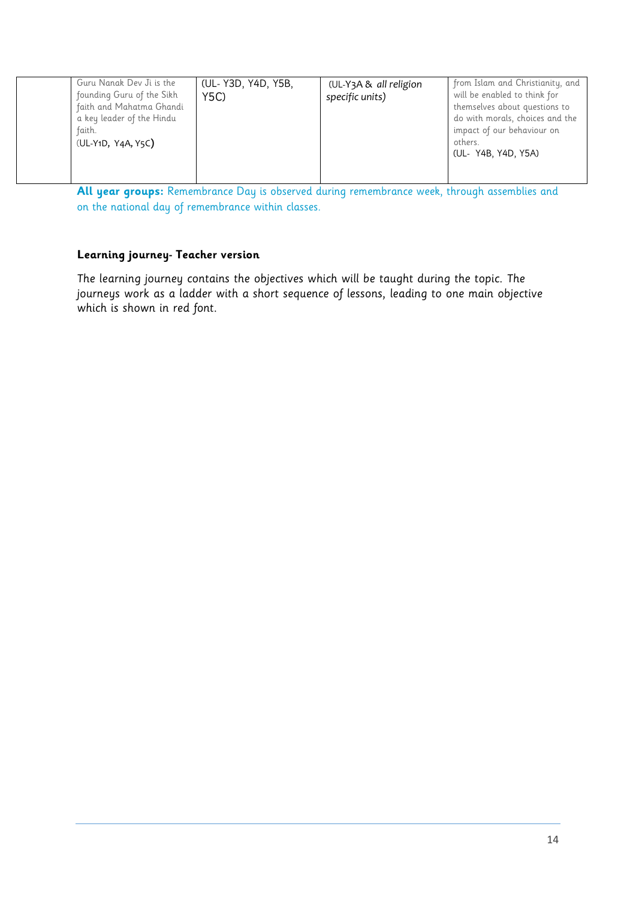| | | | | |
|---|---|---|---|---|
| | Guru Nanak Dev Ji is the founding Guru of the Sikh faith and Mahatma Ghandi a key leader of the Hindu faith.<br>(UL-Y1D, Y4A, Y5C) | (UL- Y3D, Y4D, Y5B, Y5C) | (UL-Y3A & *all religion specific units)* | from Islam and Christianity, and will be enabled to think for themselves about questions to do with morals, choices and the impact of our behaviour on others.<br>(UL- Y4B, Y4D, Y5A) |

**All year groups:** Remembrance Day is observed during remembrance week, through assemblies and on the national day of remembrance within classes.

**Learning journey- Teacher version**

The learning journey contains the objectives which will be taught during the topic. The journeys work as a ladder with a short sequence of lessons, leading to one main objective which is shown in red font.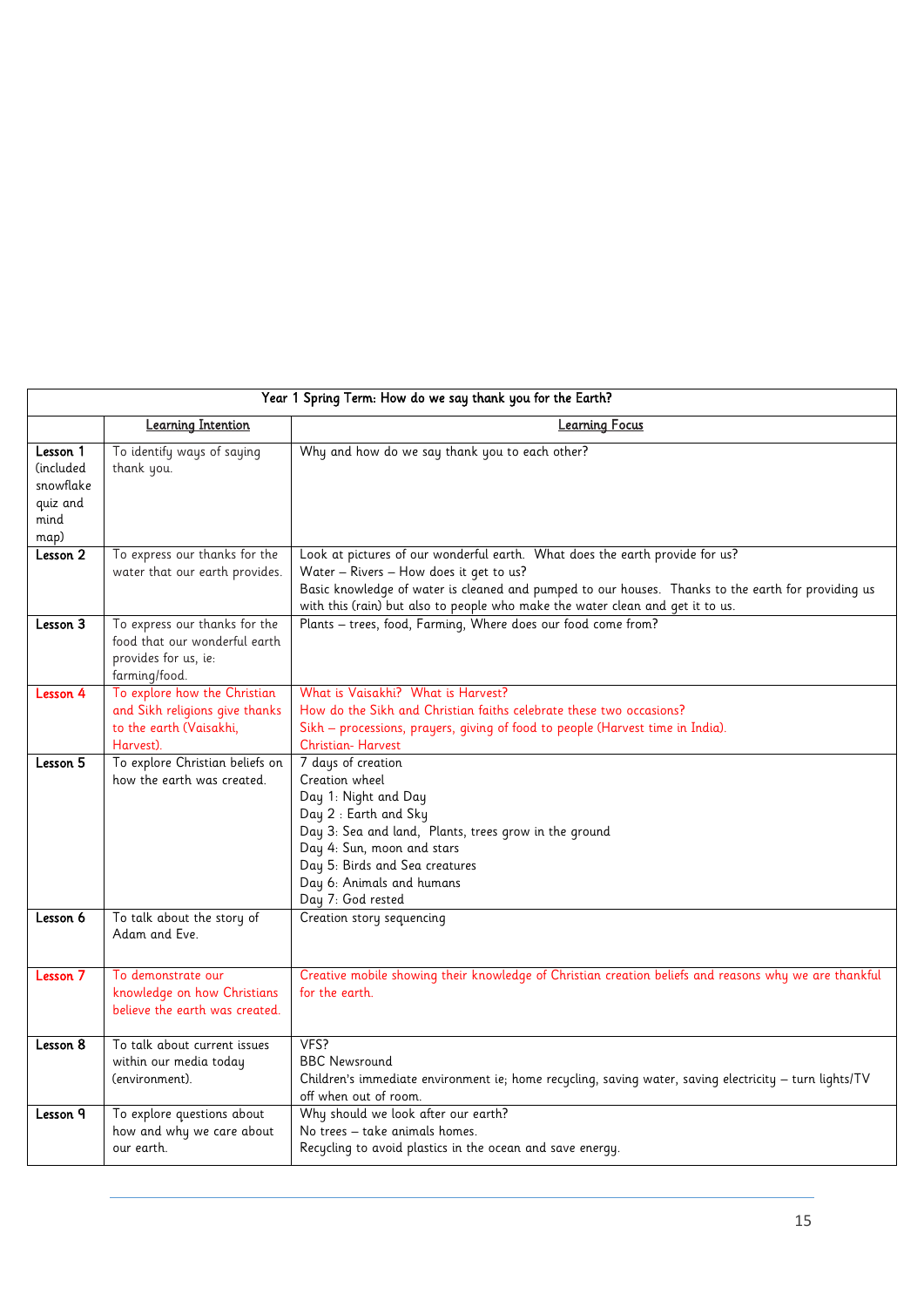| Year 1 Spring Term: How do we say thank you for the Earth? | | |
|---|---|---|
| | <u>Learning Intention</u> | <u>Learning Focus</u> |
| **Lesson 1** (included snowflake quiz and mind map) | To identify ways of saying thank you. | Why and how do we say thank you to each other? |
| **Lesson 2** | To express our thanks for the water that our earth provides. | Look at pictures of our wonderful earth. What does the earth provide for us?<br>Water – Rivers – How does it get to us?<br>Basic knowledge of water is cleaned and pumped to our houses. Thanks to the earth for providing us with this (rain) but also to people who make the water clean and get it to us. |
| **Lesson 3** | To express our thanks for the food that our wonderful earth provides for us, ie: farming/food. | Plants – trees, food, Farming, Where does our food come from? |
| **Lesson 4** | To explore how the Christian and Sikh religions give thanks to the earth (Vaisakhi, Harvest). | What is Vaisakhi? What is Harvest?<br>How do the Sikh and Christian faiths celebrate these two occasions?<br>Sikh – processions, prayers, giving of food to people (Harvest time in India).<br>Christian- Harvest |
| **Lesson 5** | To explore Christian beliefs on how the earth was created. | 7 days of creation<br>Creation wheel<br>Day 1: Night and Day<br>Day 2 : Earth and Sky<br>Day 3: Sea and land, Plants, trees grow in the ground<br>Day 4: Sun, moon and stars<br>Day 5: Birds and Sea creatures<br>Day 6: Animals and humans<br>Day 7: God rested |
| **Lesson 6** | To talk about the story of Adam and Eve. | Creation story sequencing |
| **Lesson 7** | To demonstrate our knowledge on how Christians believe the earth was created. | Creative mobile showing their knowledge of Christian creation beliefs and reasons why we are thankful for the earth. |
| **Lesson 8** | To talk about current issues within our media today (environment). | VFS?<br>BBC Newsround<br>Children's immediate environment ie; home recycling, saving water, saving electricity – turn lights/TV off when out of room. |
| **Lesson 9** | To explore questions about how and why we care about our earth. | Why should we look after our earth?<br>No trees – take animals homes.<br>Recycling to avoid plastics in the ocean and save energy. |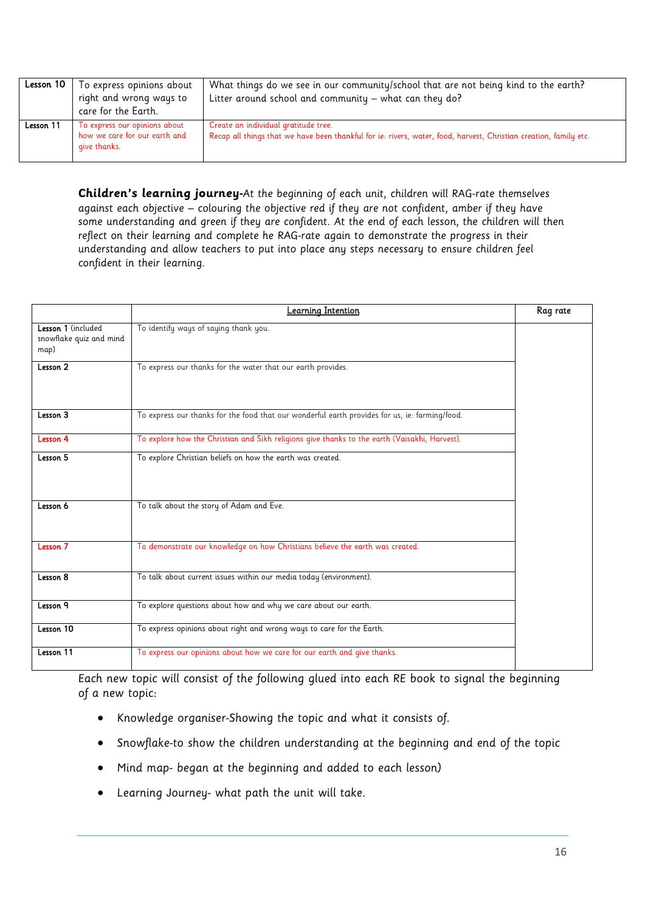| | | |
|---|---|---|
| Lesson 10 | To express opinions about right and wrong ways to care for the Earth. | What things do we see in our community/school that are not being kind to the earth? Litter around school and community – what can they do? |
| Lesson 11 | To express our opinions about how we care for our earth and give thanks. | Create an individual gratitude tree. Recap all things that we have been thankful for ie: rivers, water, food, harvest, Christian creation, family etc. |

**Children's learning journey-**At the beginning of each unit, children will RAG-rate themselves against each objective – colouring the objective red if they are not confident, amber if they have some understanding and green if they are confident. At the end of each lesson, the children will then reflect on their learning and complete he RAG-rate again to demonstrate the progress in their understanding and allow teachers to put into place any steps necessary to ensure children feel confident in their learning.

| | Learning Intention | Rag rate |
|---|---|---|
| Lesson 1 (included snowflake quiz and mind map) | To identify ways of saying thank you. | |
| Lesson 2 | To express our thanks for the water that our earth provides. | |
| Lesson 3 | To express our thanks for the food that our wonderful earth provides for us, ie: farming/food. | |
| Lesson 4 | To explore how the Christian and Sikh religions give thanks to the earth (Vaisakhi, Harvest). | |
| Lesson 5 | To explore Christian beliefs on how the earth was created. | |
| Lesson 6 | To talk about the story of Adam and Eve. | |
| Lesson 7 | To demonstrate our knowledge on how Christians believe the earth was created. | |
| Lesson 8 | To talk about current issues within our media today (environment). | |
| Lesson 9 | To explore questions about how and why we care about our earth. | |
| Lesson 10 | To express opinions about right and wrong ways to care for the Earth. | |
| Lesson 11 | To express our opinions about how we care for our earth and give thanks. | |

Each new topic will consist of the following glued into each RE book to signal the beginning of a new topic:

- Knowledge organiser-Showing the topic and what it consists of.
- Snowflake-to show the children understanding at the beginning and end of the topic
- Mind map- began at the beginning and added to each lesson)
- Learning Journey- what path the unit will take.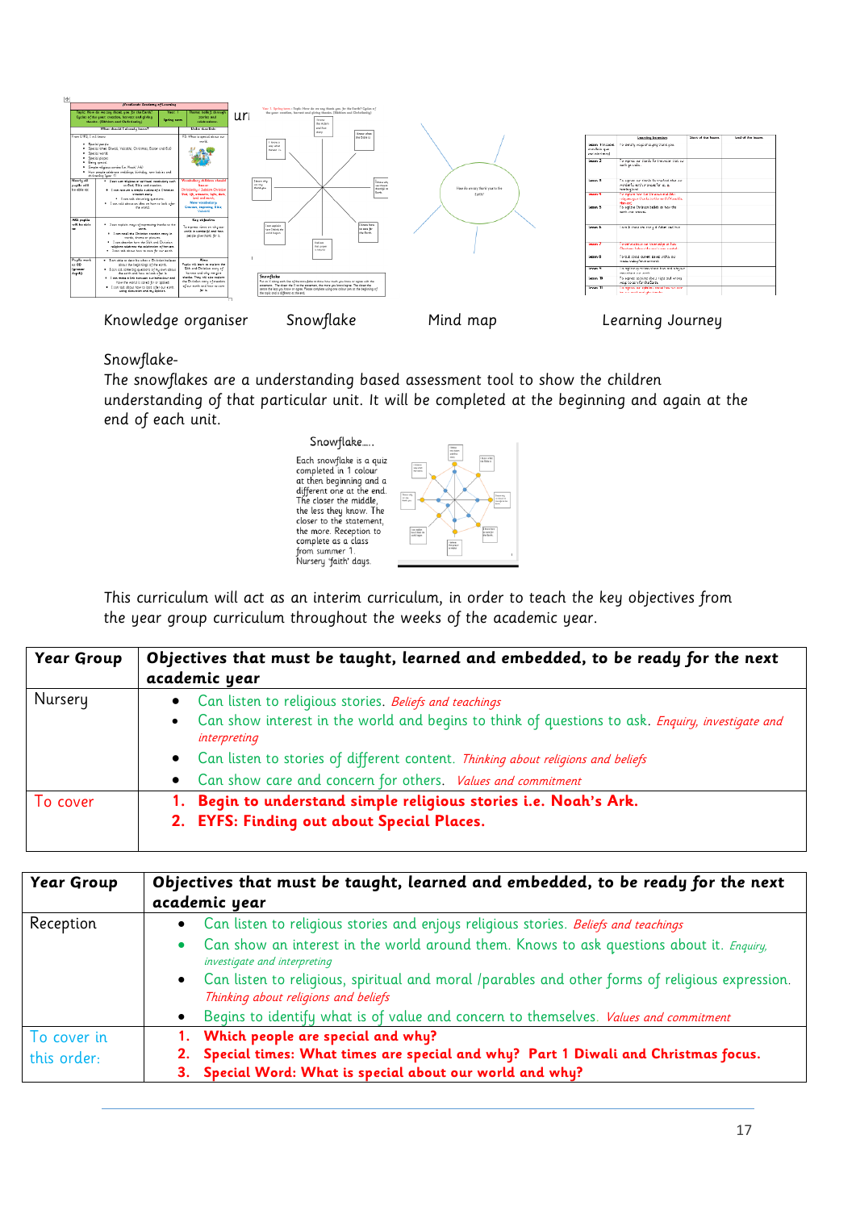Knowledge organiser Snowflake Mind map Learning Journey

Snowflake-

The snowflakes are a understanding based assessment tool to show the children understanding of that particular unit. It will be completed at the beginning and again at the end of each unit.

Snowflake….

Each snowflake is a quiz completed in 1 colour at then beginning and a different one at the end. The closer the middle, the less they know. The closer to the statement, the more. Reception to complete as a class from summer 1. Nursery 'faith' days.

This curriculum will act as an interim curriculum, in order to teach the key objectives from the year group curriculum throughout the weeks of the academic year.

| Year Group | Objectives that must be taught, learned and embedded, to be ready for the next academic year |
|---|---|
| Nursery | • Can listen to religious stories. *Beliefs and teachings*<br>• Can show interest in the world and begins to think of questions to ask. *Enquiry, investigate and interpreting*<br>• Can listen to stories of different content. *Thinking about religions and beliefs*<br>• Can show care and concern for others. *Values and commitment* |
| To cover | **1. Begin to understand simple religious stories i.e. Noah's Ark.**<br>**2. EYFS: Finding out about Special Places.** |

| Year Group | Objectives that must be taught, learned and embedded, to be ready for the next academic year |
|---|---|
| Reception | • Can listen to religious stories and enjoys religious stories. *Beliefs and teachings*<br>• Can show an interest in the world around them. Knows to ask questions about it. *Enquiry, investigate and interpreting*<br>• Can listen to religious, spiritual and moral /parables and other forms of religious expression. *Thinking about religions and beliefs*<br>• Begins to identify what is of value and concern to themselves. *Values and commitment* |
| To cover in this order: | **1. Which people are special and why?**<br>**2. Special times: What times are special and why? Part 1 Diwali and Christmas focus.**<br>**3. Special Word: What is special about our world and why?** |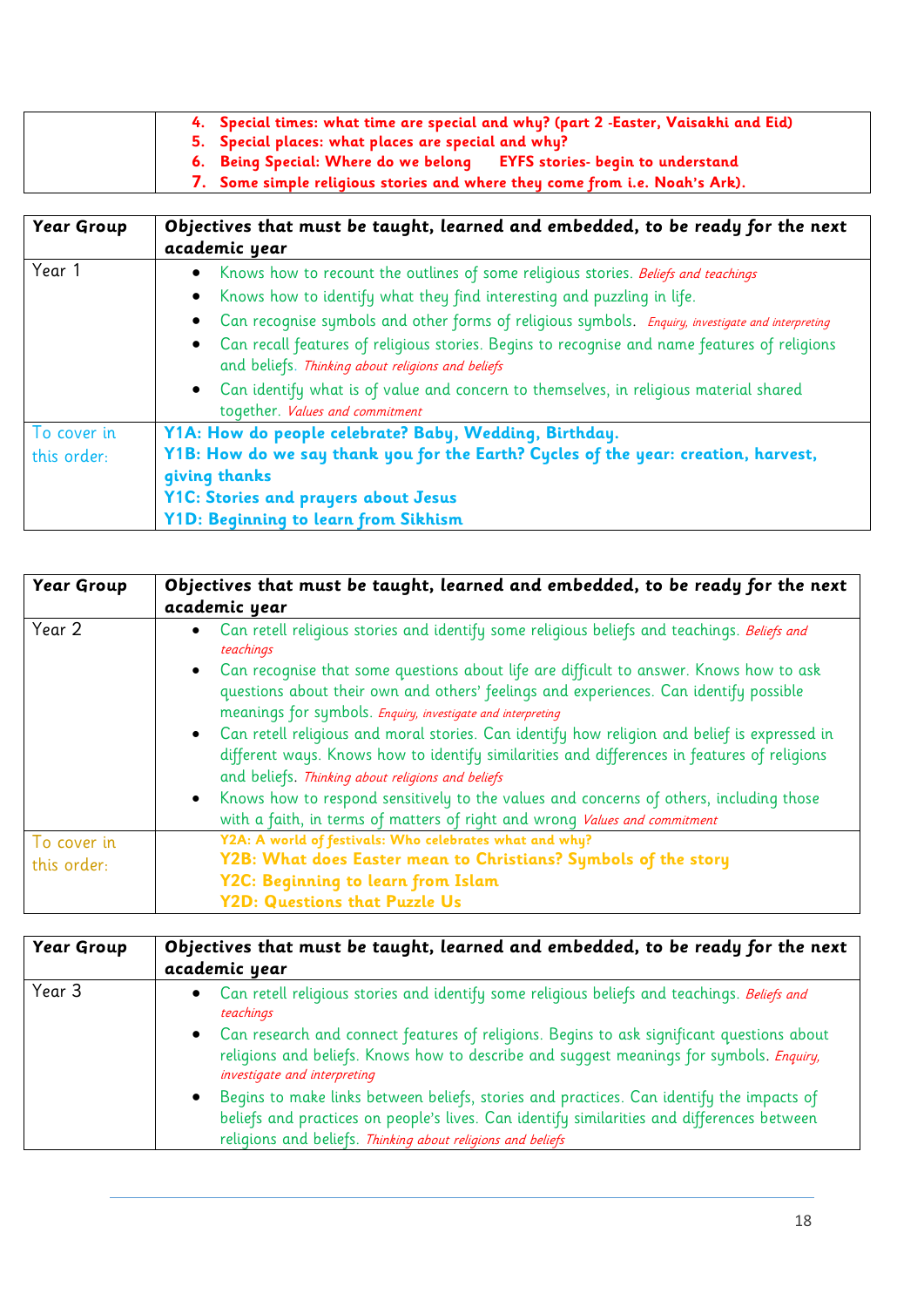|  |  |
|---|---|
|  | 4. **Special times: what time are special and why? (part 2 -Easter, Vaisakhi and Eid)**<br>5. **Special places: what places are special and why?**<br>6. **Being Special: Where do we belong EYFS stories- begin to understand**<br>7. **Some simple religious stories and where they come from i.e. Noah's Ark).** |

| **Year Group** | **Objectives that must be taught, learned and embedded, to be ready for the next academic year** |
|---|---|
| Year 1 | • Knows how to recount the outlines of some religious stories. *Beliefs and teachings*<br>• Knows how to identify what they find interesting and puzzling in life.<br>• Can recognise symbols and other forms of religious symbols. *Enquiry, investigate and interpreting*<br>• Can recall features of religious stories. Begins to recognise and name features of religions and beliefs. *Thinking about religions and beliefs*<br>• Can identify what is of value and concern to themselves, in religious material shared together. *Values and commitment* |
| To cover in this order: | **Y1A: How do people celebrate? Baby, Wedding, Birthday.**<br>**Y1B: How do we say thank you for the Earth? Cycles of the year: creation, harvest, giving thanks**<br>**Y1C: Stories and prayers about Jesus**<br>**Y1D: Beginning to learn from Sikhism** |

| **Year Group** | **Objectives that must be taught, learned and embedded, to be ready for the next academic year** |
|---|---|
| Year 2 | • Can retell religious stories and identify some religious beliefs and teachings. *Beliefs and teachings*<br>• Can recognise that some questions about life are difficult to answer. Knows how to ask questions about their own and others' feelings and experiences. Can identify possible meanings for symbols. *Enquiry, investigate and interpreting*<br>• Can retell religious and moral stories. Can identify how religion and belief is expressed in different ways. Knows how to identify similarities and differences in features of religions and beliefs. *Thinking about religions and beliefs*<br>• Knows how to respond sensitively to the values and concerns of others, including those with a faith, in terms of matters of right and wrong *Values and commitment* |
| To cover in this order: | **Y2A: A world of festivals: Who celebrates what and why?**<br>**Y2B: What does Easter mean to Christians? Symbols of the story**<br>**Y2C: Beginning to learn from Islam**<br>**Y2D: Questions that Puzzle Us** |

| **Year Group** | **Objectives that must be taught, learned and embedded, to be ready for the next academic year** |
|---|---|
| Year 3 | • Can retell religious stories and identify some religious beliefs and teachings. *Beliefs and teachings*<br>• Can research and connect features of religions. Begins to ask significant questions about religions and beliefs. Knows how to describe and suggest meanings for symbols. *Enquiry, investigate and interpreting*<br>• Begins to make links between beliefs, stories and practices. Can identify the impacts of beliefs and practices on people's lives. Can identify similarities and differences between religions and beliefs. *Thinking about religions and beliefs* |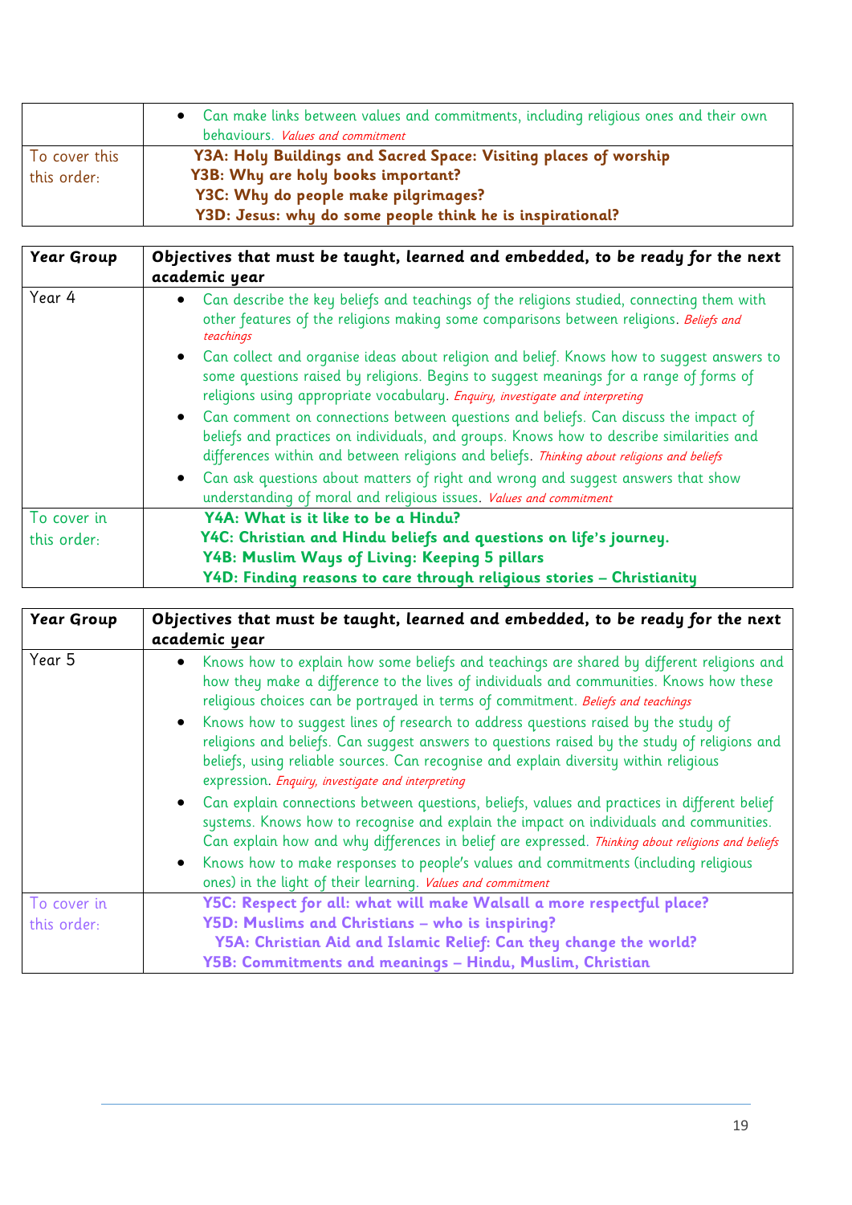| | |
|---|---|
| | • Can make links between values and commitments, including religious ones and their own behaviours. *Values and commitment* |
| To cover this this order: | **Y3A: Holy Buildings and Sacred Space: Visiting places of worship**<br>**Y3B: Why are holy books important?**<br>**Y3C: Why do people make pilgrimages?**<br>**Y3D: Jesus: why do some people think he is inspirational?** |

| **Year Group** | **Objectives that must be taught, learned and embedded, to be ready for the next academic year** |
|---|---|
| Year 4 | • Can describe the key beliefs and teachings of the religions studied, connecting them with other features of the religions making some comparisons between religions. *Beliefs and teachings*<br>• Can collect and organise ideas about religion and belief. Knows how to suggest answers to some questions raised by religions. Begins to suggest meanings for a range of forms of religions using appropriate vocabulary. *Enquiry, investigate and interpreting*<br>• Can comment on connections between questions and beliefs. Can discuss the impact of beliefs and practices on individuals, and groups. Knows how to describe similarities and differences within and between religions and beliefs. *Thinking about religions and beliefs*<br>• Can ask questions about matters of right and wrong and suggest answers that show understanding of moral and religious issues. *Values and commitment* |
| To cover in this order: | **Y4A: What is it like to be a Hindu?**<br>**Y4C: Christian and Hindu beliefs and questions on life's journey.**<br>**Y4B: Muslim Ways of Living: Keeping 5 pillars**<br>**Y4D: Finding reasons to care through religious stories – Christianity** |

| **Year Group** | **Objectives that must be taught, learned and embedded, to be ready for the next academic year** |
|---|---|
| Year 5 | • Knows how to explain how some beliefs and teachings are shared by different religions and how they make a difference to the lives of individuals and communities. Knows how these religious choices can be portrayed in terms of commitment. *Beliefs and teachings*<br>• Knows how to suggest lines of research to address questions raised by the study of religions and beliefs. Can suggest answers to questions raised by the study of religions and beliefs, using reliable sources. Can recognise and explain diversity within religious expression. *Enquiry, investigate and interpreting*<br>• Can explain connections between questions, beliefs, values and practices in different belief systems. Knows how to recognise and explain the impact on individuals and communities. Can explain how and why differences in belief are expressed. *Thinking about religions and beliefs*<br>• Knows how to make responses to people's values and commitments (including religious ones) in the light of their learning. *Values and commitment* |
| To cover in this order: | **Y5C: Respect for all: what will make Walsall a more respectful place?**<br>**Y5D: Muslims and Christians – who is inspiring?**<br>**Y5A: Christian Aid and Islamic Relief: Can they change the world?**<br>**Y5B: Commitments and meanings – Hindu, Muslim, Christian** |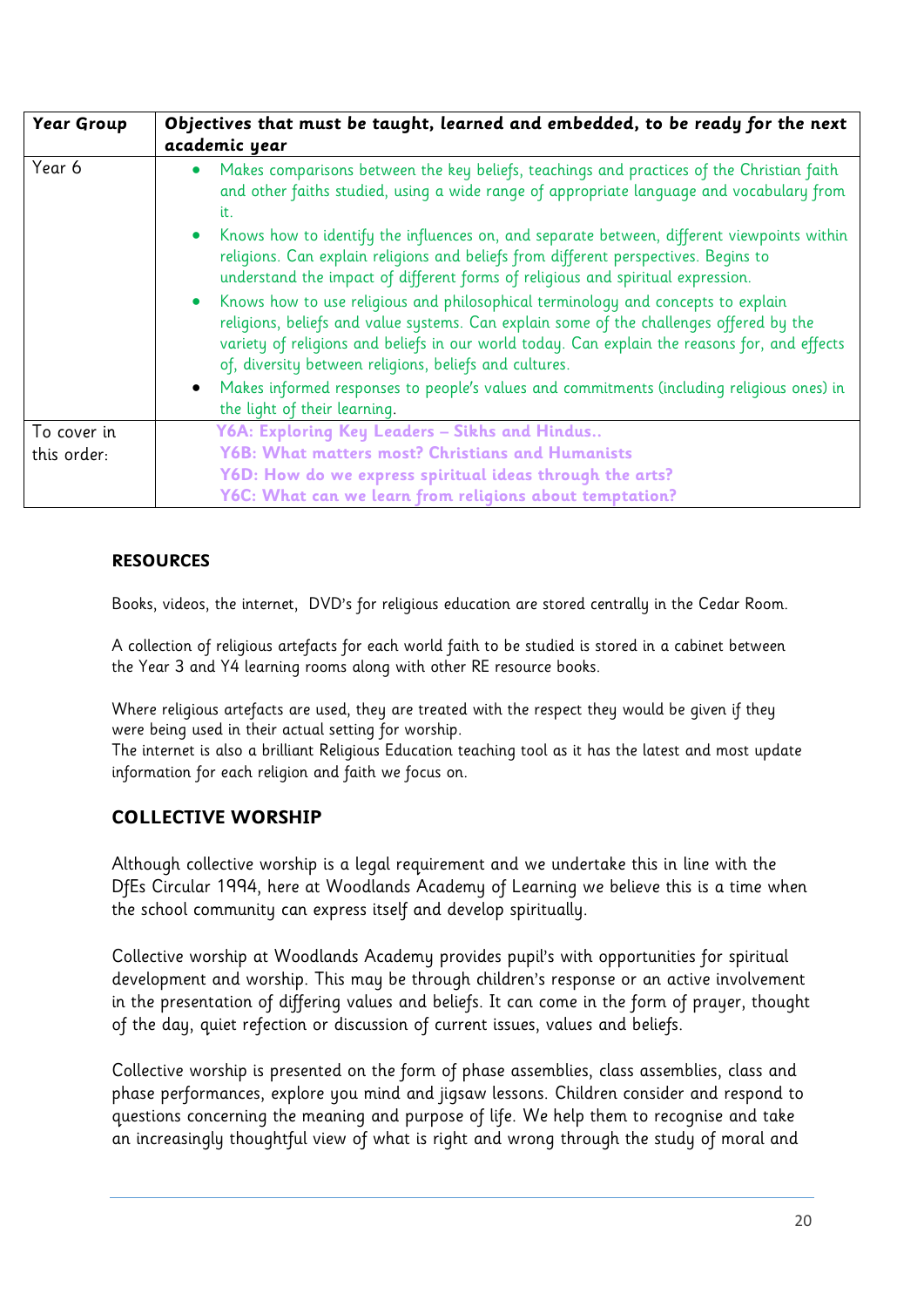| Year Group | Objectives that must be taught, learned and embedded, to be ready for the next academic year |
|---|---|
| Year 6 | • Makes comparisons between the key beliefs, teachings and practices of the Christian faith and other faiths studied, using a wide range of appropriate language and vocabulary from it.<br>• Knows how to identify the influences on, and separate between, different viewpoints within religions. Can explain religions and beliefs from different perspectives. Begins to understand the impact of different forms of religious and spiritual expression.<br>• Knows how to use religious and philosophical terminology and concepts to explain religions, beliefs and value systems. Can explain some of the challenges offered by the variety of religions and beliefs in our world today. Can explain the reasons for, and effects of, diversity between religions, beliefs and cultures.<br>• Makes informed responses to people's values and commitments (including religious ones) in the light of their learning. |
| To cover in this order: | **Y6A: Exploring Key Leaders – Sikhs and Hindus..**<br>**Y6B: What matters most? Christians and Humanists**<br>**Y6D: How do we express spiritual ideas through the arts?**<br>**Y6C: What can we learn from religions about temptation?** |

## RESOURCES

Books, videos, the internet, DVD's for religious education are stored centrally in the Cedar Room.

A collection of religious artefacts for each world faith to be studied is stored in a cabinet between the Year 3 and Y4 learning rooms along with other RE resource books.

Where religious artefacts are used, they are treated with the respect they would be given if they were being used in their actual setting for worship.
The internet is also a brilliant Religious Education teaching tool as it has the latest and most update information for each religion and faith we focus on.

## COLLECTIVE WORSHIP

Although collective worship is a legal requirement and we undertake this in line with the DfEs Circular 1994, here at Woodlands Academy of Learning we believe this is a time when the school community can express itself and develop spiritually.

Collective worship at Woodlands Academy provides pupil's with opportunities for spiritual development and worship. This may be through children's response or an active involvement in the presentation of differing values and beliefs. It can come in the form of prayer, thought of the day, quiet refection or discussion of current issues, values and beliefs.

Collective worship is presented on the form of phase assemblies, class assemblies, class and phase performances, explore you mind and jigsaw lessons. Children consider and respond to questions concerning the meaning and purpose of life. We help them to recognise and take an increasingly thoughtful view of what is right and wrong through the study of moral and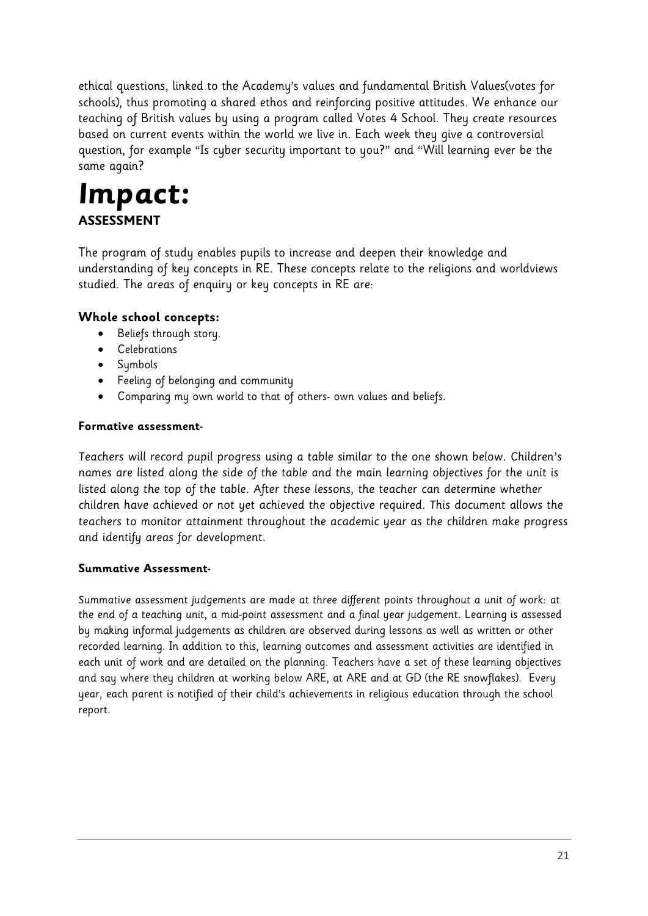ethical questions, linked to the Academy's values and fundamental British Values(votes for schools), thus promoting a shared ethos and reinforcing positive attitudes. We enhance our teaching of British values by using a program called Votes 4 School. They create resources based on current events within the world we live in. Each week they give a controversial question, for example "Is cyber security important to you?" and "Will learning ever be the same again?

# *Impact:*

## ASSESSMENT

The program of study enables pupils to increase and deepen their knowledge and understanding of key concepts in RE. These concepts relate to the religions and worldviews studied. The areas of enquiry or key concepts in RE are:

### Whole school concepts:

- Beliefs through story.
- Celebrations
- Symbols
- Feeling of belonging and community
- Comparing my own world to that of others- own values and beliefs.

**Formative assessment-**

*Teachers will record pupil progress using a table similar to the one shown below. Children's names are listed along the side of the table and the main learning objectives for the unit is listed along the top of the table. After these lessons, the teacher can determine whether children have achieved or not yet achieved the objective required. This document allows the teachers to monitor attainment throughout the academic year as the children make progress and identify areas for development.*

**Summative Assessment-**

Summative assessment judgements are made at three different points throughout a unit of work: at the end of a teaching unit, a mid-point assessment and a final year judgement. Learning is assessed by making informal judgements as children are observed during lessons as well as written or other recorded learning. In addition to this, learning outcomes and assessment activities are identified in each unit of work and are detailed on the planning. Teachers have a set of these learning objectives and say where they children at working below ARE, at ARE and at GD (the RE snowflakes). Every year, each parent is notified of their child's achievements in religious education through the school report.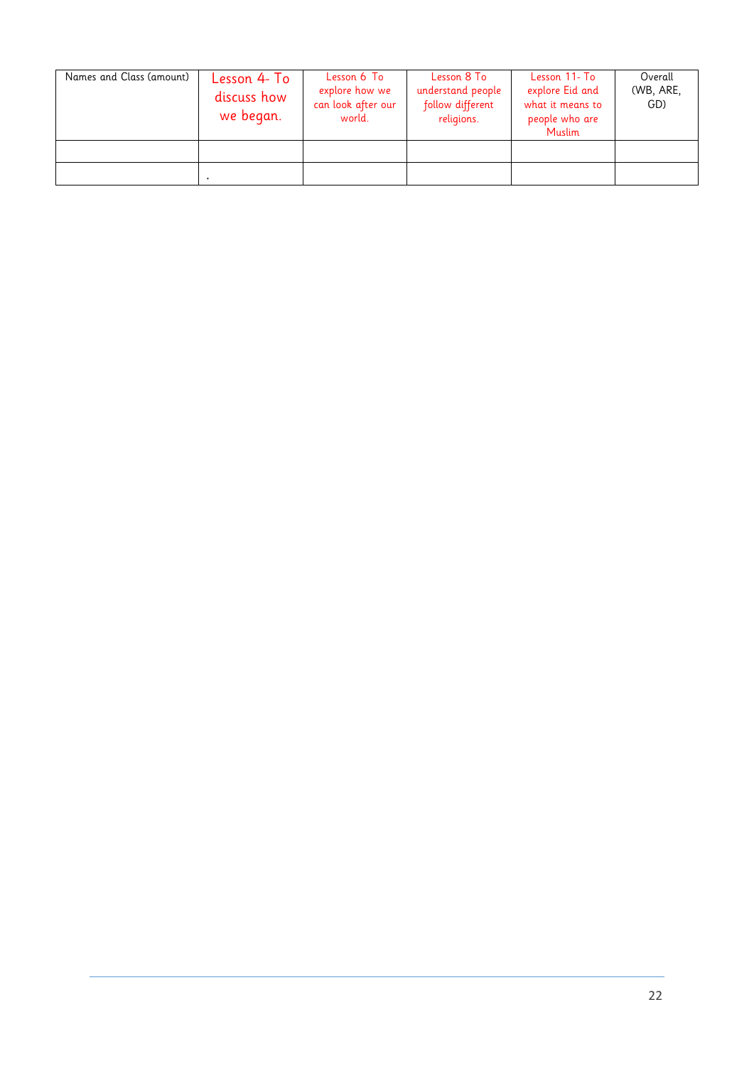| Names and Class (amount) | Lesson 4- To discuss how we began. | Lesson 6 To explore how we can look after our world. | Lesson 8 To understand people follow different religions. | Lesson 11- To explore Eid and what it means to people who are Muslim | Overall (WB, ARE, GD) |
|---|---|---|---|---|---|
| | | | | | |
| | . | | | | |